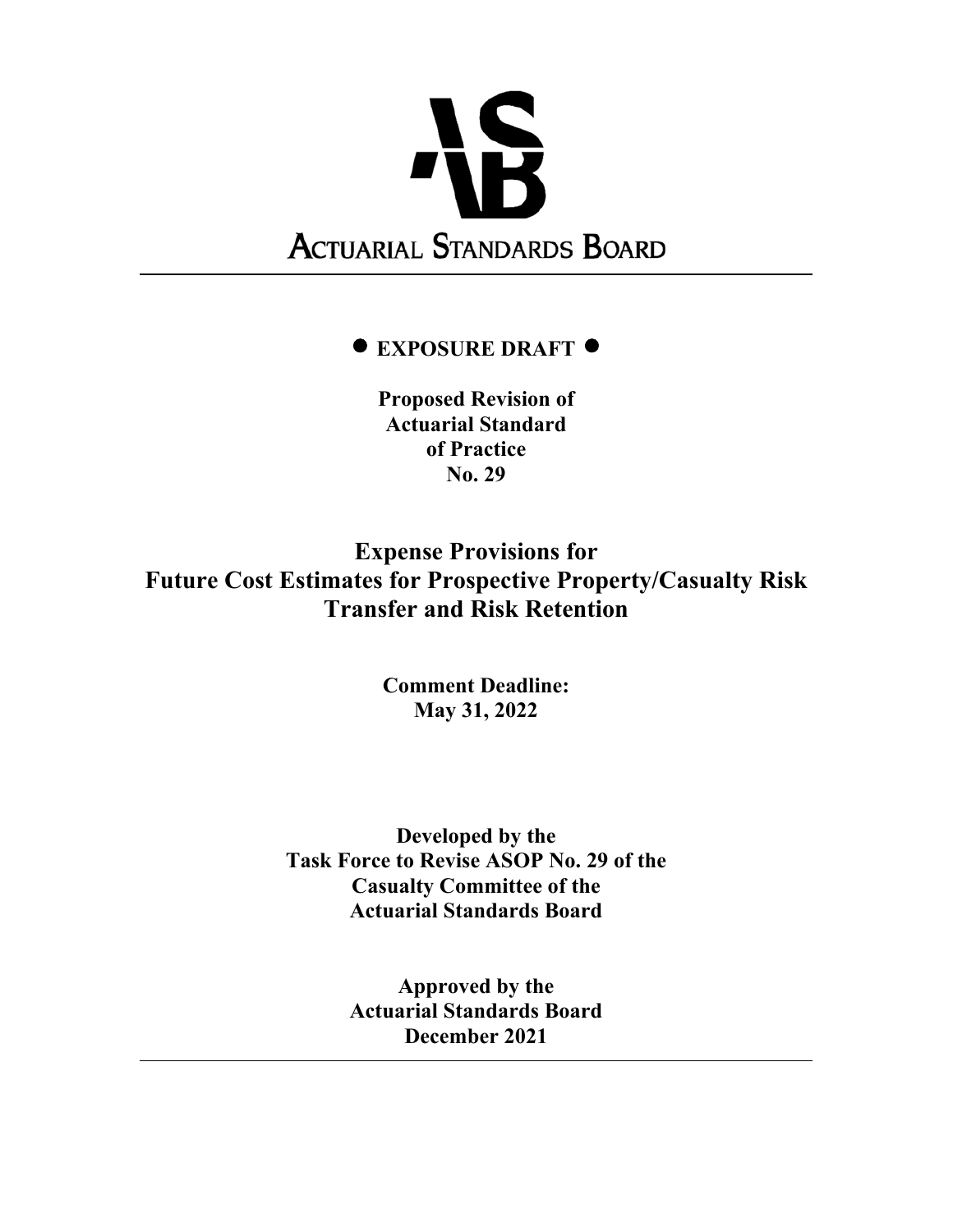# ACTUARIAL STANDARDS BOARD

---

**● EXPOSURE DRAFT ●**

**Proposed Revision of**
**Actuarial Standard**
**of Practice**
**No. 29**

## Expense Provisions for Future Cost Estimates for Prospective Property/Casualty Risk Transfer and Risk Retention

**Comment Deadline:**
**May 31, 2022**

**Developed by the**
**Task Force to Revise ASOP No. 29 of the**
**Casualty Committee of the**
**Actuarial Standards Board**

**Approved by the**
**Actuarial Standards Board**
**December 2021**

---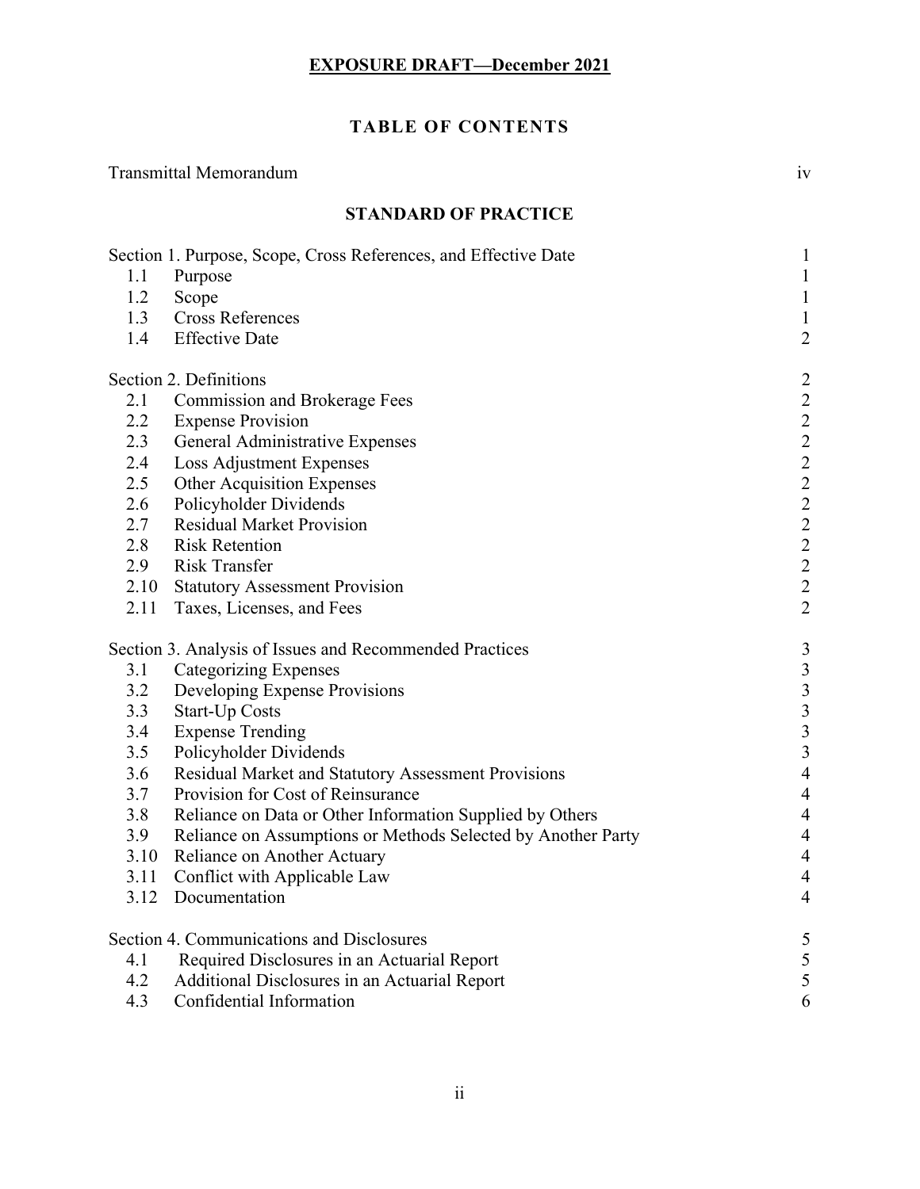**EXPOSURE DRAFT—December 2021**

## TABLE OF CONTENTS

Transmittal Memorandum iv

### STANDARD OF PRACTICE

| | | |
|---|---|---|
| Section 1. Purpose, Scope, Cross References, and Effective Date | | 1 |
| 1.1 | Purpose | 1 |
| 1.2 | Scope | 1 |
| 1.3 | Cross References | 1 |
| 1.4 | Effective Date | 2 |
| Section 2. Definitions | | 2 |
| 2.1 | Commission and Brokerage Fees | 2 |
| 2.2 | Expense Provision | 2 |
| 2.3 | General Administrative Expenses | 2 |
| 2.4 | Loss Adjustment Expenses | 2 |
| 2.5 | Other Acquisition Expenses | 2 |
| 2.6 | Policyholder Dividends | 2 |
| 2.7 | Residual Market Provision | 2 |
| 2.8 | Risk Retention | 2 |
| 2.9 | Risk Transfer | 2 |
| 2.10 | Statutory Assessment Provision | 2 |
| 2.11 | Taxes, Licenses, and Fees | 2 |
| Section 3. Analysis of Issues and Recommended Practices | | 3 |
| 3.1 | Categorizing Expenses | 3 |
| 3.2 | Developing Expense Provisions | 3 |
| 3.3 | Start-Up Costs | 3 |
| 3.4 | Expense Trending | 3 |
| 3.5 | Policyholder Dividends | 3 |
| 3.6 | Residual Market and Statutory Assessment Provisions | 4 |
| 3.7 | Provision for Cost of Reinsurance | 4 |
| 3.8 | Reliance on Data or Other Information Supplied by Others | 4 |
| 3.9 | Reliance on Assumptions or Methods Selected by Another Party | 4 |
| 3.10 | Reliance on Another Actuary | 4 |
| 3.11 | Conflict with Applicable Law | 4 |
| 3.12 | Documentation | 4 |
| Section 4. Communications and Disclosures | | 5 |
| 4.1 | Required Disclosures in an Actuarial Report | 5 |
| 4.2 | Additional Disclosures in an Actuarial Report | 5 |
| 4.3 | Confidential Information | 6 |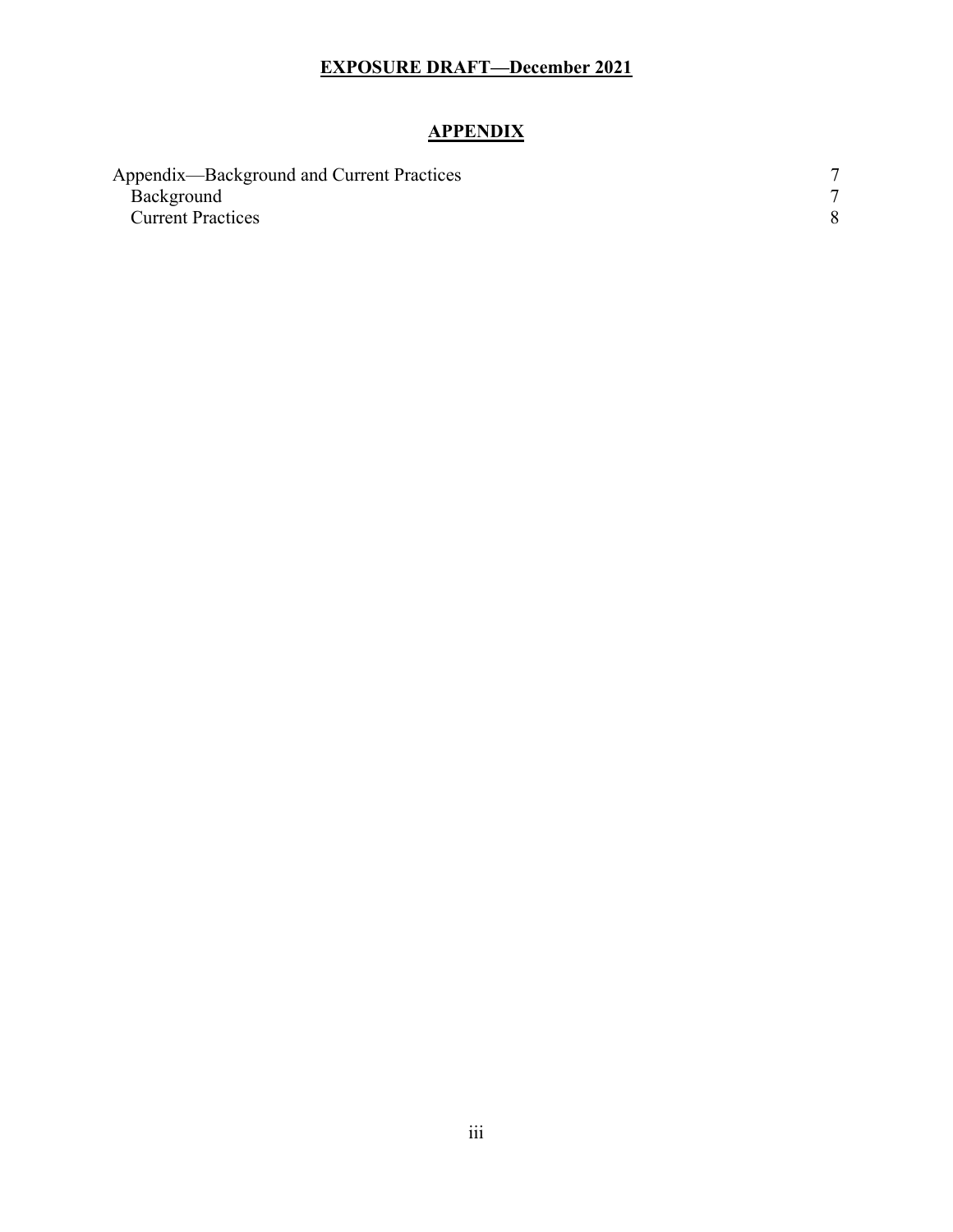# APPENDIX

| | |
|---|---|
| Appendix—Background and Current Practices | 7 |
| Background | 7 |
| Current Practices | 8 |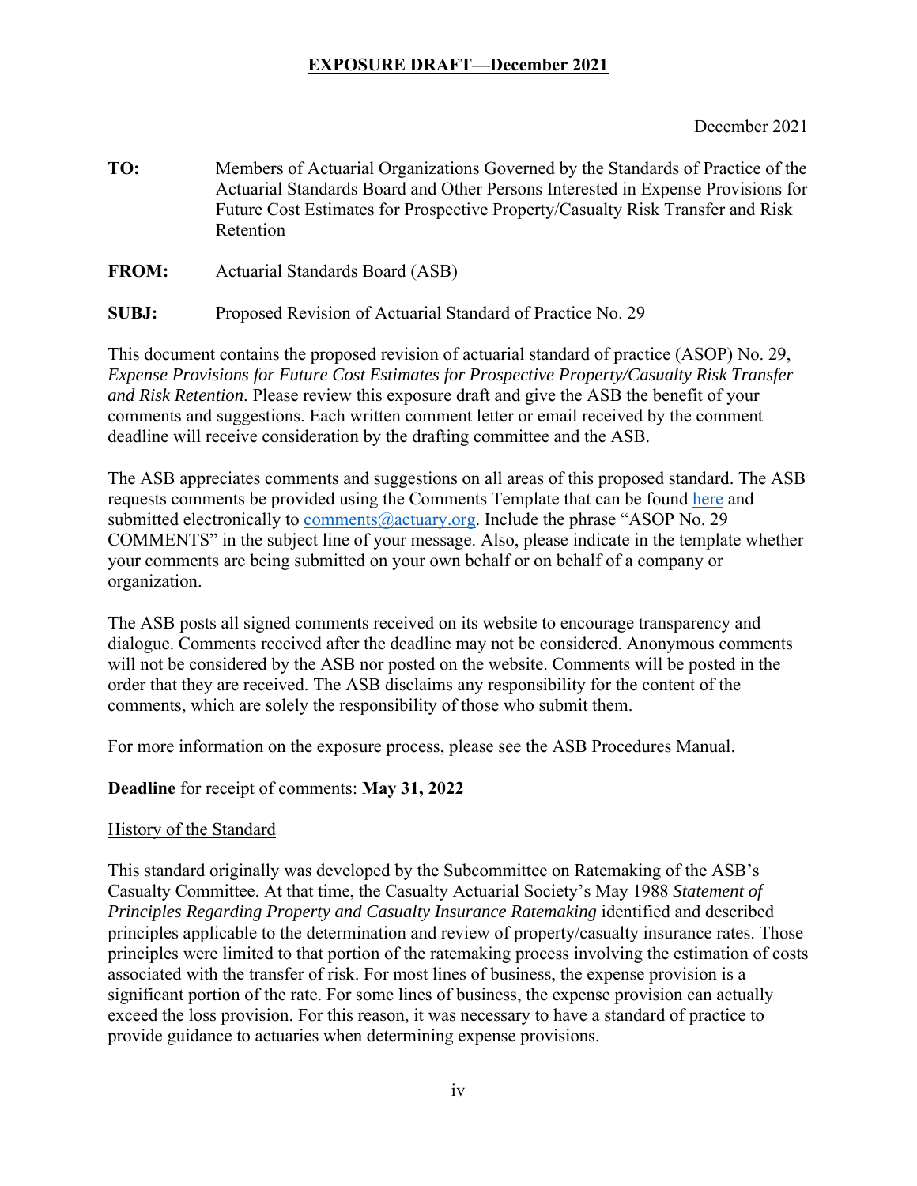**EXPOSURE DRAFT—December 2021**

December 2021

**TO:** Members of Actuarial Organizations Governed by the Standards of Practice of the Actuarial Standards Board and Other Persons Interested in Expense Provisions for Future Cost Estimates for Prospective Property/Casualty Risk Transfer and Risk Retention

**FROM:** Actuarial Standards Board (ASB)

**SUBJ:** Proposed Revision of Actuarial Standard of Practice No. 29

This document contains the proposed revision of actuarial standard of practice (ASOP) No. 29, *Expense Provisions for Future Cost Estimates for Prospective Property/Casualty Risk Transfer and Risk Retention*. Please review this exposure draft and give the ASB the benefit of your comments and suggestions. Each written comment letter or email received by the comment deadline will receive consideration by the drafting committee and the ASB.

The ASB appreciates comments and suggestions on all areas of this proposed standard. The ASB requests comments be provided using the Comments Template that can be found here and submitted electronically to comments@actuary.org. Include the phrase "ASOP No. 29 COMMENTS" in the subject line of your message. Also, please indicate in the template whether your comments are being submitted on your own behalf or on behalf of a company or organization.

The ASB posts all signed comments received on its website to encourage transparency and dialogue. Comments received after the deadline may not be considered. Anonymous comments will not be considered by the ASB nor posted on the website. Comments will be posted in the order that they are received. The ASB disclaims any responsibility for the content of the comments, which are solely the responsibility of those who submit them.

For more information on the exposure process, please see the ASB Procedures Manual.

**Deadline** for receipt of comments: **May 31, 2022**

History of the Standard

This standard originally was developed by the Subcommittee on Ratemaking of the ASB's Casualty Committee. At that time, the Casualty Actuarial Society's May 1988 *Statement of Principles Regarding Property and Casualty Insurance Ratemaking* identified and described principles applicable to the determination and review of property/casualty insurance rates. Those principles were limited to that portion of the ratemaking process involving the estimation of costs associated with the transfer of risk. For most lines of business, the expense provision is a significant portion of the rate. For some lines of business, the expense provision can actually exceed the loss provision. For this reason, it was necessary to have a standard of practice to provide guidance to actuaries when determining expense provisions.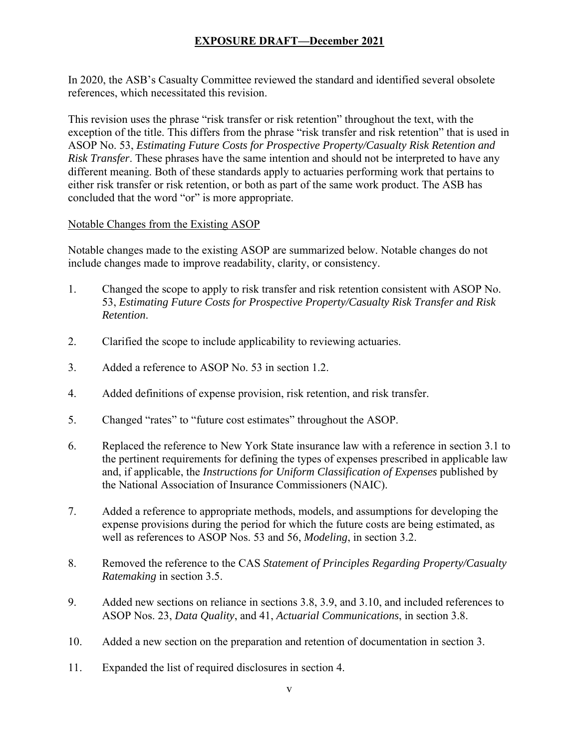In 2020, the ASB's Casualty Committee reviewed the standard and identified several obsolete references, which necessitated this revision.

This revision uses the phrase "risk transfer or risk retention" throughout the text, with the exception of the title. This differs from the phrase "risk transfer and risk retention" that is used in ASOP No. 53, *Estimating Future Costs for Prospective Property/Casualty Risk Retention and Risk Transfer*. These phrases have the same intention and should not be interpreted to have any different meaning. Both of these standards apply to actuaries performing work that pertains to either risk transfer or risk retention, or both as part of the same work product. The ASB has concluded that the word "or" is more appropriate.

Notable Changes from the Existing ASOP

Notable changes made to the existing ASOP are summarized below. Notable changes do not include changes made to improve readability, clarity, or consistency.

1. Changed the scope to apply to risk transfer and risk retention consistent with ASOP No. 53, *Estimating Future Costs for Prospective Property/Casualty Risk Transfer and Risk Retention*.

2. Clarified the scope to include applicability to reviewing actuaries.

3. Added a reference to ASOP No. 53 in section 1.2.

4. Added definitions of expense provision, risk retention, and risk transfer.

5. Changed "rates" to "future cost estimates" throughout the ASOP.

6. Replaced the reference to New York State insurance law with a reference in section 3.1 to the pertinent requirements for defining the types of expenses prescribed in applicable law and, if applicable, the *Instructions for Uniform Classification of Expenses* published by the National Association of Insurance Commissioners (NAIC).

7. Added a reference to appropriate methods, models, and assumptions for developing the expense provisions during the period for which the future costs are being estimated, as well as references to ASOP Nos. 53 and 56, *Modeling*, in section 3.2.

8. Removed the reference to the CAS *Statement of Principles Regarding Property/Casualty Ratemaking* in section 3.5.

9. Added new sections on reliance in sections 3.8, 3.9, and 3.10, and included references to ASOP Nos. 23, *Data Quality*, and 41, *Actuarial Communications*, in section 3.8.

10. Added a new section on the preparation and retention of documentation in section 3.

11. Expanded the list of required disclosures in section 4.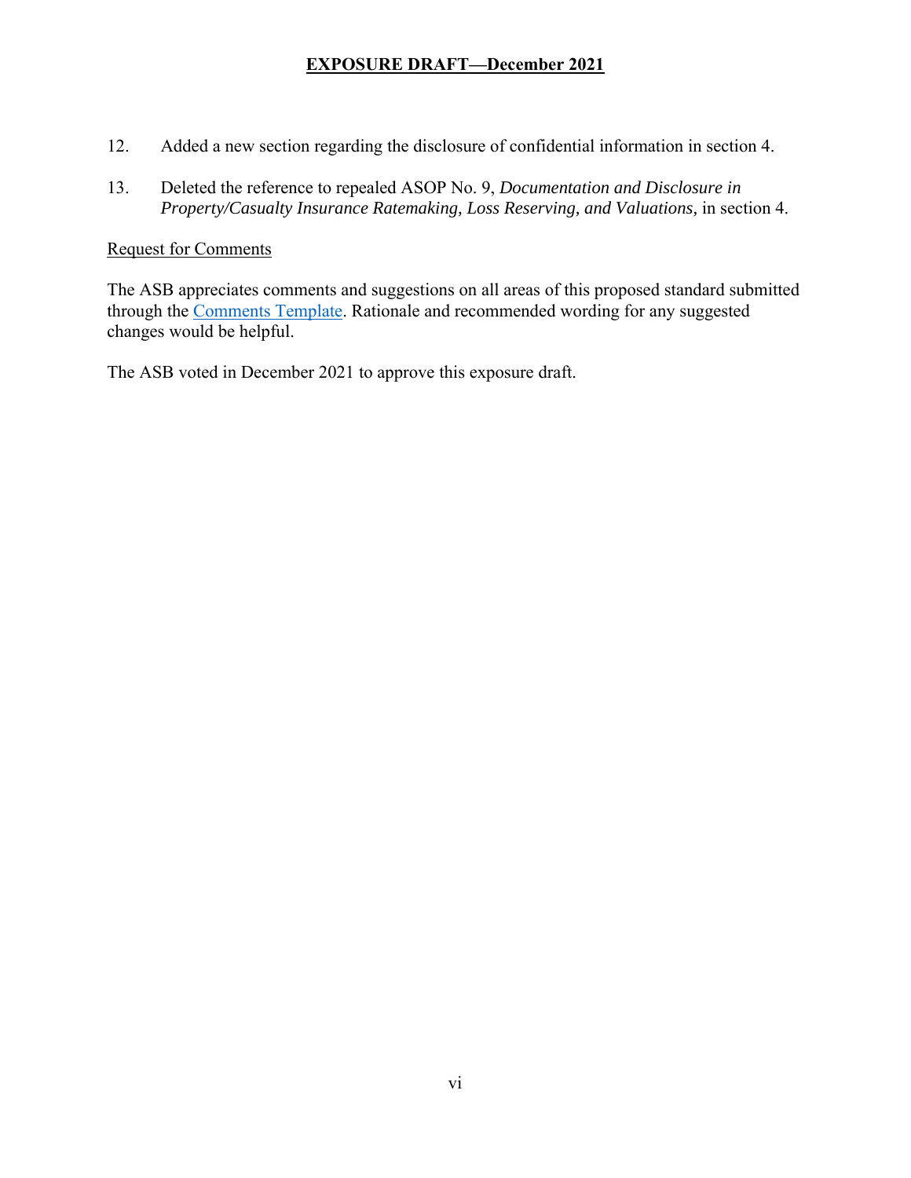12. Added a new section regarding the disclosure of confidential information in section 4.

13. Deleted the reference to repealed ASOP No. 9, *Documentation and Disclosure in Property/Casualty Insurance Ratemaking, Loss Reserving, and Valuations,* in section 4.

Request for Comments

The ASB appreciates comments and suggestions on all areas of this proposed standard submitted through the Comments Template. Rationale and recommended wording for any suggested changes would be helpful.

The ASB voted in December 2021 to approve this exposure draft.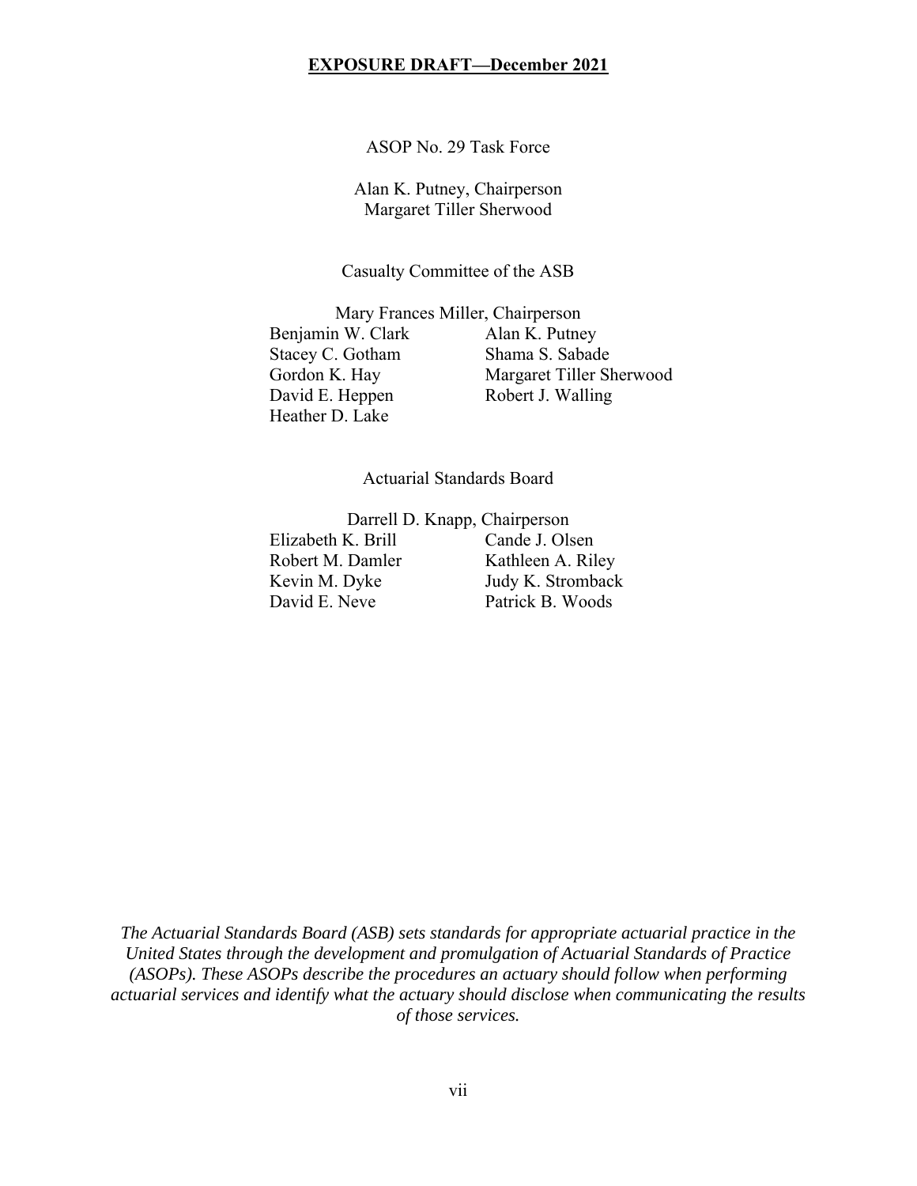ASOP No. 29 Task Force

Alan K. Putney, Chairperson
Margaret Tiller Sherwood

Casualty Committee of the ASB

Mary Frances Miller, Chairperson

| | |
|---|---|
| Benjamin W. Clark | Alan K. Putney |
| Stacey C. Gotham | Shama S. Sabade |
| Gordon K. Hay | Margaret Tiller Sherwood |
| David E. Heppen | Robert J. Walling |
| Heather D. Lake | |

Actuarial Standards Board

Darrell D. Knapp, Chairperson

| | |
|---|---|
| Elizabeth K. Brill | Cande J. Olsen |
| Robert M. Damler | Kathleen A. Riley |
| Kevin M. Dyke | Judy K. Stromback |
| David E. Neve | Patrick B. Woods |

*The Actuarial Standards Board (ASB) sets standards for appropriate actuarial practice in the United States through the development and promulgation of Actuarial Standards of Practice (ASOPs). These ASOPs describe the procedures an actuary should follow when performing actuarial services and identify what the actuary should disclose when communicating the results of those services.*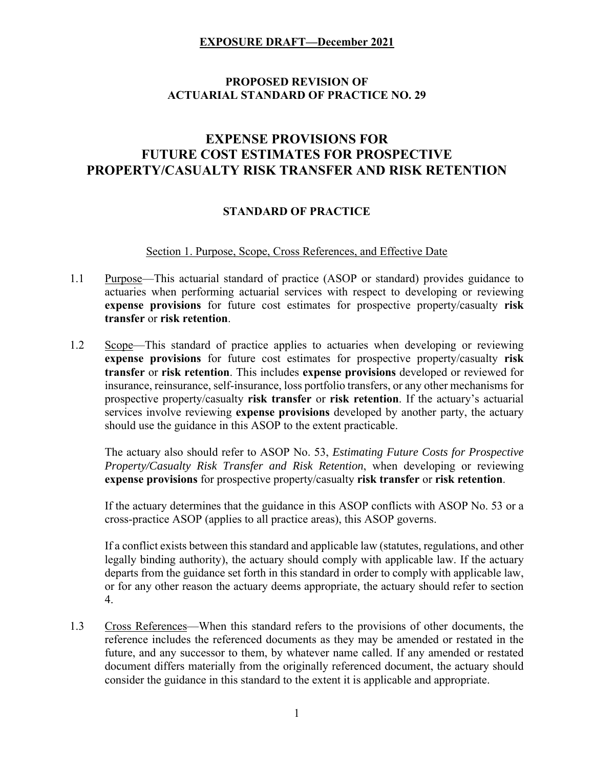**EXPOSURE DRAFT—December 2021**

**PROPOSED REVISION OF**
**ACTUARIAL STANDARD OF PRACTICE NO. 29**

# EXPENSE PROVISIONS FOR FUTURE COST ESTIMATES FOR PROSPECTIVE PROPERTY/CASUALTY RISK TRANSFER AND RISK RETENTION

## STANDARD OF PRACTICE

### Section 1. Purpose, Scope, Cross References, and Effective Date

1.1 Purpose—This actuarial standard of practice (ASOP or standard) provides guidance to actuaries when performing actuarial services with respect to developing or reviewing **expense provisions** for future cost estimates for prospective property/casualty **risk transfer** or **risk retention**.

1.2 Scope—This standard of practice applies to actuaries when developing or reviewing **expense provisions** for future cost estimates for prospective property/casualty **risk transfer** or **risk retention**. This includes **expense provisions** developed or reviewed for insurance, reinsurance, self-insurance, loss portfolio transfers, or any other mechanisms for prospective property/casualty **risk transfer** or **risk retention**. If the actuary's actuarial services involve reviewing **expense provisions** developed by another party, the actuary should use the guidance in this ASOP to the extent practicable.

The actuary also should refer to ASOP No. 53, *Estimating Future Costs for Prospective Property/Casualty Risk Transfer and Risk Retention*, when developing or reviewing **expense provisions** for prospective property/casualty **risk transfer** or **risk retention**.

If the actuary determines that the guidance in this ASOP conflicts with ASOP No. 53 or a cross-practice ASOP (applies to all practice areas), this ASOP governs.

If a conflict exists between this standard and applicable law (statutes, regulations, and other legally binding authority), the actuary should comply with applicable law. If the actuary departs from the guidance set forth in this standard in order to comply with applicable law, or for any other reason the actuary deems appropriate, the actuary should refer to section 4.

1.3 Cross References—When this standard refers to the provisions of other documents, the reference includes the referenced documents as they may be amended or restated in the future, and any successor to them, by whatever name called. If any amended or restated document differs materially from the originally referenced document, the actuary should consider the guidance in this standard to the extent it is applicable and appropriate.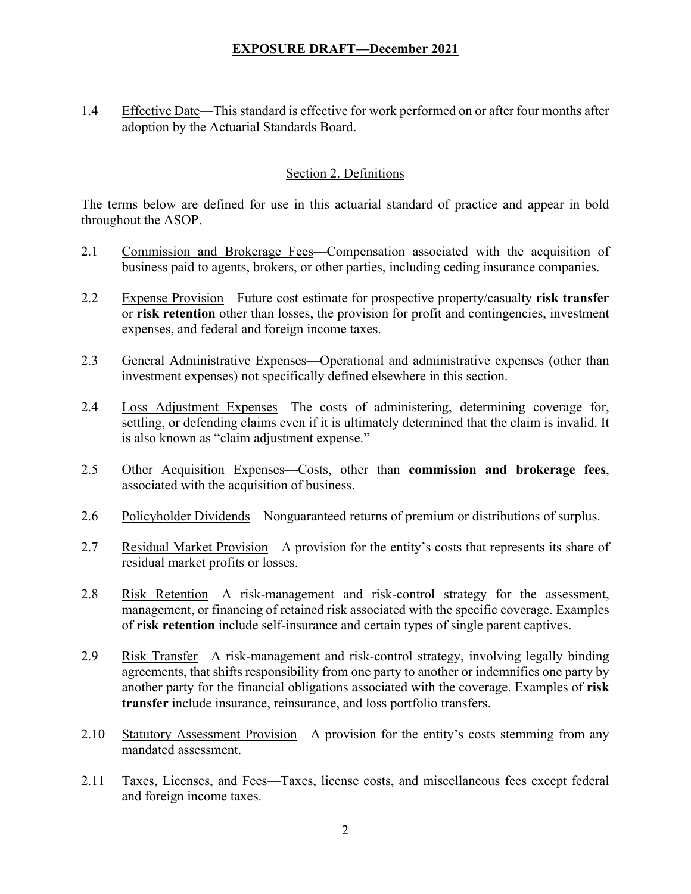1.4 Effective Date—This standard is effective for work performed on or after four months after adoption by the Actuarial Standards Board.

## Section 2. Definitions

The terms below are defined for use in this actuarial standard of practice and appear in bold throughout the ASOP.

2.1 Commission and Brokerage Fees—Compensation associated with the acquisition of business paid to agents, brokers, or other parties, including ceding insurance companies.

2.2 Expense Provision—Future cost estimate for prospective property/casualty **risk transfer** or **risk retention** other than losses, the provision for profit and contingencies, investment expenses, and federal and foreign income taxes.

2.3 General Administrative Expenses—Operational and administrative expenses (other than investment expenses) not specifically defined elsewhere in this section.

2.4 Loss Adjustment Expenses—The costs of administering, determining coverage for, settling, or defending claims even if it is ultimately determined that the claim is invalid. It is also known as "claim adjustment expense."

2.5 Other Acquisition Expenses—Costs, other than **commission and brokerage fees**, associated with the acquisition of business.

2.6 Policyholder Dividends—Nonguaranteed returns of premium or distributions of surplus.

2.7 Residual Market Provision—A provision for the entity's costs that represents its share of residual market profits or losses.

2.8 Risk Retention—A risk-management and risk-control strategy for the assessment, management, or financing of retained risk associated with the specific coverage. Examples of **risk retention** include self-insurance and certain types of single parent captives.

2.9 Risk Transfer—A risk-management and risk-control strategy, involving legally binding agreements, that shifts responsibility from one party to another or indemnifies one party by another party for the financial obligations associated with the coverage. Examples of **risk transfer** include insurance, reinsurance, and loss portfolio transfers.

2.10 Statutory Assessment Provision—A provision for the entity's costs stemming from any mandated assessment.

2.11 Taxes, Licenses, and Fees—Taxes, license costs, and miscellaneous fees except federal and foreign income taxes.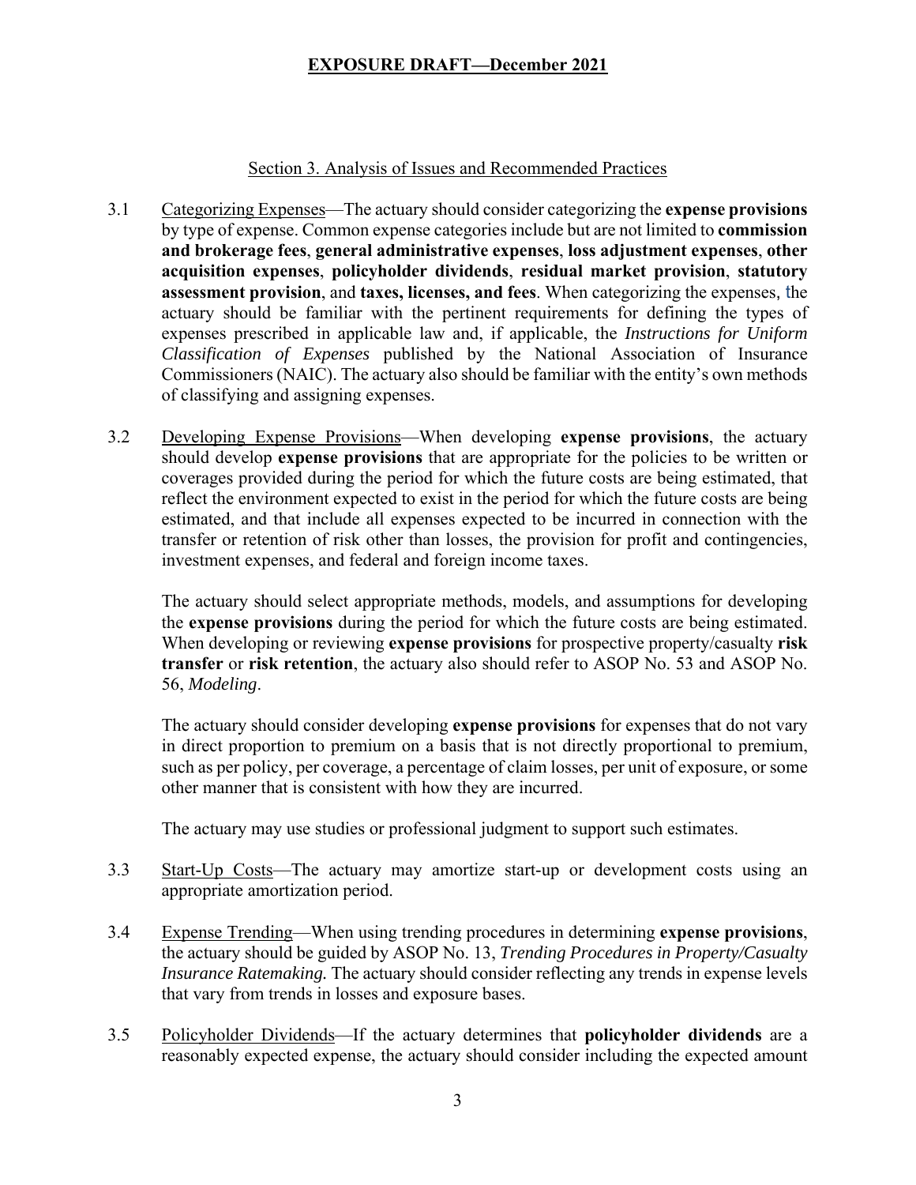## Section 3. Analysis of Issues and Recommended Practices

3.1 Categorizing Expenses—The actuary should consider categorizing the **expense provisions** by type of expense. Common expense categories include but are not limited to **commission and brokerage fees**, **general administrative expenses**, **loss adjustment expenses**, **other acquisition expenses**, **policyholder dividends**, **residual market provision**, **statutory assessment provision**, and **taxes, licenses, and fees**. When categorizing the expenses, the actuary should be familiar with the pertinent requirements for defining the types of expenses prescribed in applicable law and, if applicable, the *Instructions for Uniform Classification of Expenses* published by the National Association of Insurance Commissioners (NAIC). The actuary also should be familiar with the entity's own methods of classifying and assigning expenses.

3.2 Developing Expense Provisions—When developing **expense provisions**, the actuary should develop **expense provisions** that are appropriate for the policies to be written or coverages provided during the period for which the future costs are being estimated, that reflect the environment expected to exist in the period for which the future costs are being estimated, and that include all expenses expected to be incurred in connection with the transfer or retention of risk other than losses, the provision for profit and contingencies, investment expenses, and federal and foreign income taxes.

The actuary should select appropriate methods, models, and assumptions for developing the **expense provisions** during the period for which the future costs are being estimated. When developing or reviewing **expense provisions** for prospective property/casualty **risk transfer** or **risk retention**, the actuary also should refer to ASOP No. 53 and ASOP No. 56, *Modeling*.

The actuary should consider developing **expense provisions** for expenses that do not vary in direct proportion to premium on a basis that is not directly proportional to premium, such as per policy, per coverage, a percentage of claim losses, per unit of exposure, or some other manner that is consistent with how they are incurred.

The actuary may use studies or professional judgment to support such estimates.

3.3 Start-Up Costs—The actuary may amortize start-up or development costs using an appropriate amortization period.

3.4 Expense Trending—When using trending procedures in determining **expense provisions**, the actuary should be guided by ASOP No. 13, *Trending Procedures in Property/Casualty Insurance Ratemaking.* The actuary should consider reflecting any trends in expense levels that vary from trends in losses and exposure bases.

3.5 Policyholder Dividends—If the actuary determines that **policyholder dividends** are a reasonably expected expense, the actuary should consider including the expected amount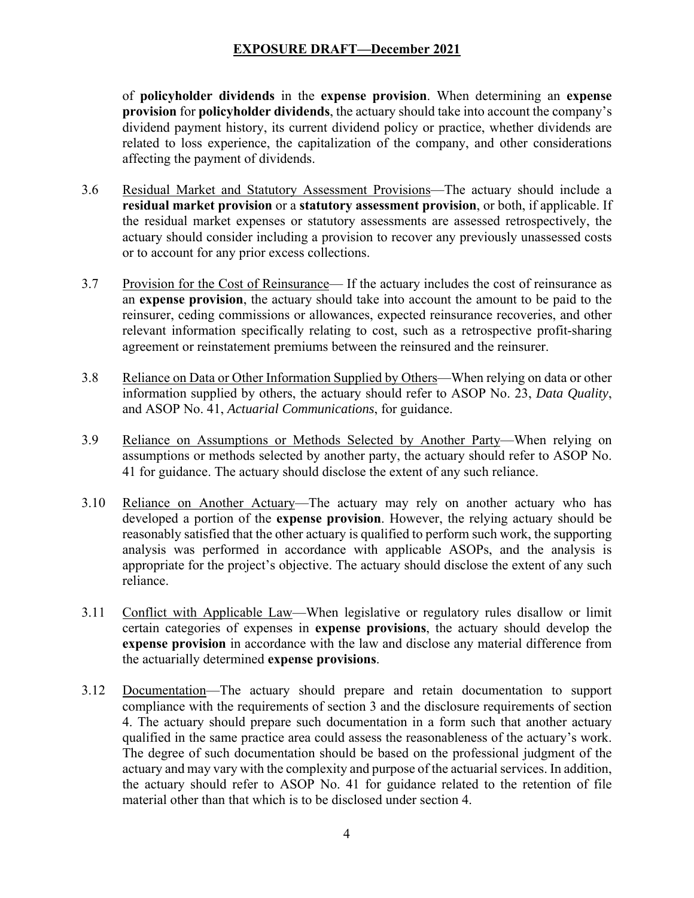of **policyholder dividends** in the **expense provision**. When determining an **expense provision** for **policyholder dividends**, the actuary should take into account the company's dividend payment history, its current dividend policy or practice, whether dividends are related to loss experience, the capitalization of the company, and other considerations affecting the payment of dividends.

3.6 Residual Market and Statutory Assessment Provisions—The actuary should include a **residual market provision** or a **statutory assessment provision**, or both, if applicable. If the residual market expenses or statutory assessments are assessed retrospectively, the actuary should consider including a provision to recover any previously unassessed costs or to account for any prior excess collections.

3.7 Provision for the Cost of Reinsurance— If the actuary includes the cost of reinsurance as an **expense provision**, the actuary should take into account the amount to be paid to the reinsurer, ceding commissions or allowances, expected reinsurance recoveries, and other relevant information specifically relating to cost, such as a retrospective profit-sharing agreement or reinstatement premiums between the reinsured and the reinsurer.

3.8 Reliance on Data or Other Information Supplied by Others—When relying on data or other information supplied by others, the actuary should refer to ASOP No. 23, *Data Quality*, and ASOP No. 41, *Actuarial Communications*, for guidance.

3.9 Reliance on Assumptions or Methods Selected by Another Party—When relying on assumptions or methods selected by another party, the actuary should refer to ASOP No. 41 for guidance. The actuary should disclose the extent of any such reliance.

3.10 Reliance on Another Actuary—The actuary may rely on another actuary who has developed a portion of the **expense provision**. However, the relying actuary should be reasonably satisfied that the other actuary is qualified to perform such work, the supporting analysis was performed in accordance with applicable ASOPs, and the analysis is appropriate for the project's objective. The actuary should disclose the extent of any such reliance.

3.11 Conflict with Applicable Law—When legislative or regulatory rules disallow or limit certain categories of expenses in **expense provisions**, the actuary should develop the **expense provision** in accordance with the law and disclose any material difference from the actuarially determined **expense provisions**.

3.12 Documentation—The actuary should prepare and retain documentation to support compliance with the requirements of section 3 and the disclosure requirements of section 4. The actuary should prepare such documentation in a form such that another actuary qualified in the same practice area could assess the reasonableness of the actuary's work. The degree of such documentation should be based on the professional judgment of the actuary and may vary with the complexity and purpose of the actuarial services. In addition, the actuary should refer to ASOP No. 41 for guidance related to the retention of file material other than that which is to be disclosed under section 4.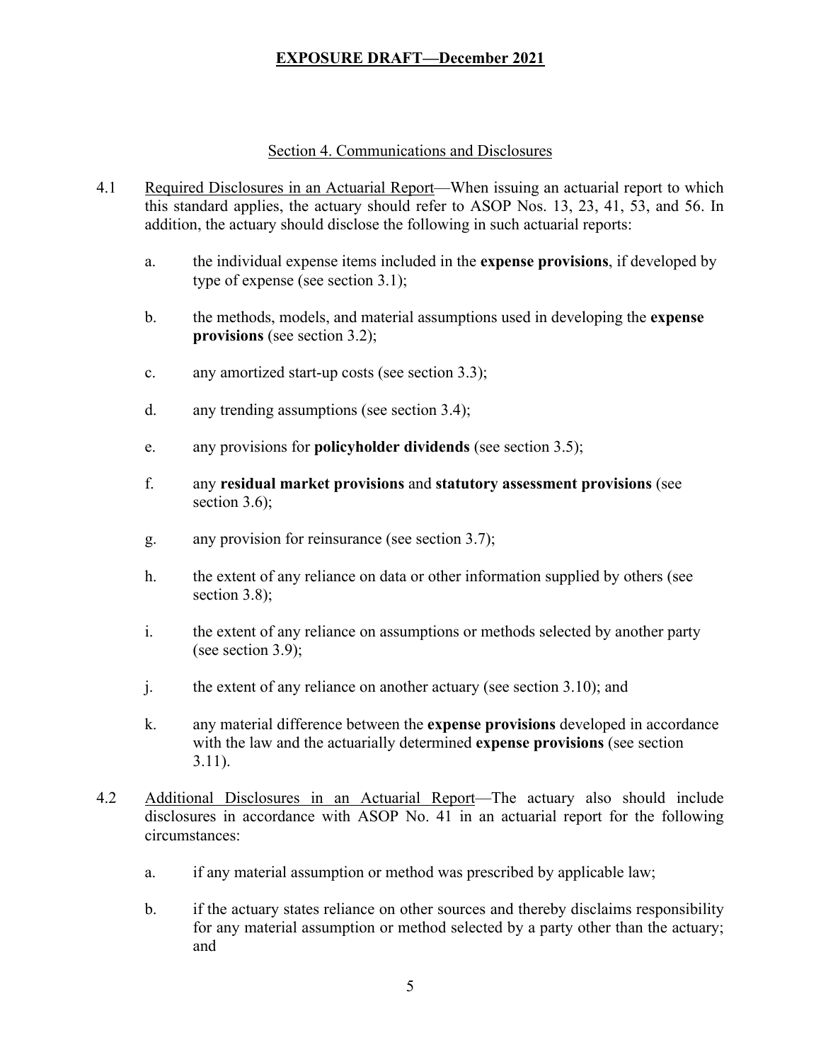## Section 4. Communications and Disclosures

4.1 Required Disclosures in an Actuarial Report—When issuing an actuarial report to which this standard applies, the actuary should refer to ASOP Nos. 13, 23, 41, 53, and 56. In addition, the actuary should disclose the following in such actuarial reports:

a. the individual expense items included in the **expense provisions**, if developed by type of expense (see section 3.1);

b. the methods, models, and material assumptions used in developing the **expense provisions** (see section 3.2);

c. any amortized start-up costs (see section 3.3);

d. any trending assumptions (see section 3.4);

e. any provisions for **policyholder dividends** (see section 3.5);

f. any **residual market provisions** and **statutory assessment provisions** (see section 3.6);

g. any provision for reinsurance (see section 3.7);

h. the extent of any reliance on data or other information supplied by others (see section 3.8);

i. the extent of any reliance on assumptions or methods selected by another party (see section 3.9);

j. the extent of any reliance on another actuary (see section 3.10); and

k. any material difference between the **expense provisions** developed in accordance with the law and the actuarially determined **expense provisions** (see section 3.11).

4.2 Additional Disclosures in an Actuarial Report—The actuary also should include disclosures in accordance with ASOP No. 41 in an actuarial report for the following circumstances:

a. if any material assumption or method was prescribed by applicable law;

b. if the actuary states reliance on other sources and thereby disclaims responsibility for any material assumption or method selected by a party other than the actuary; and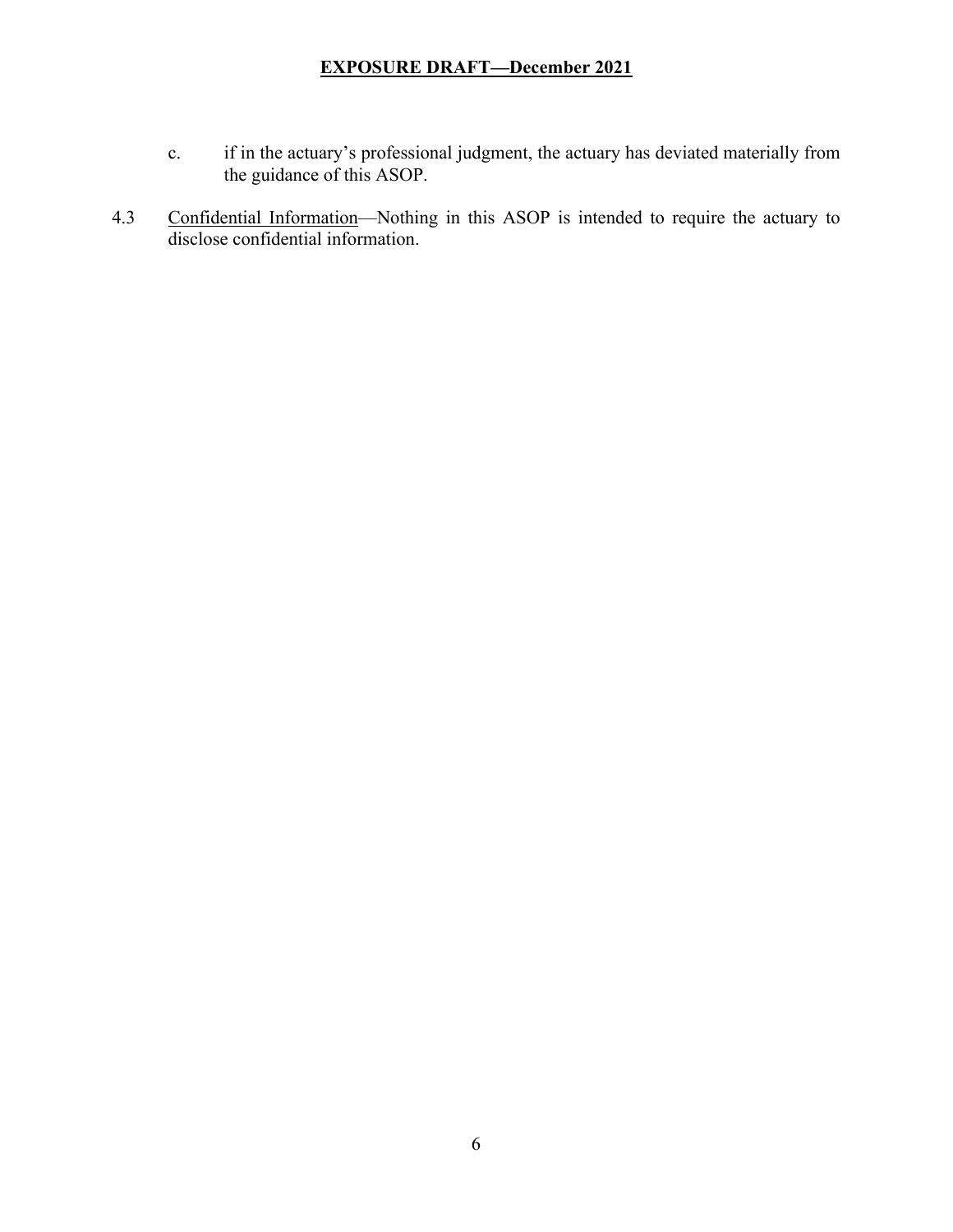c. if in the actuary's professional judgment, the actuary has deviated materially from the guidance of this ASOP.

4.3 Confidential Information—Nothing in this ASOP is intended to require the actuary to disclose confidential information.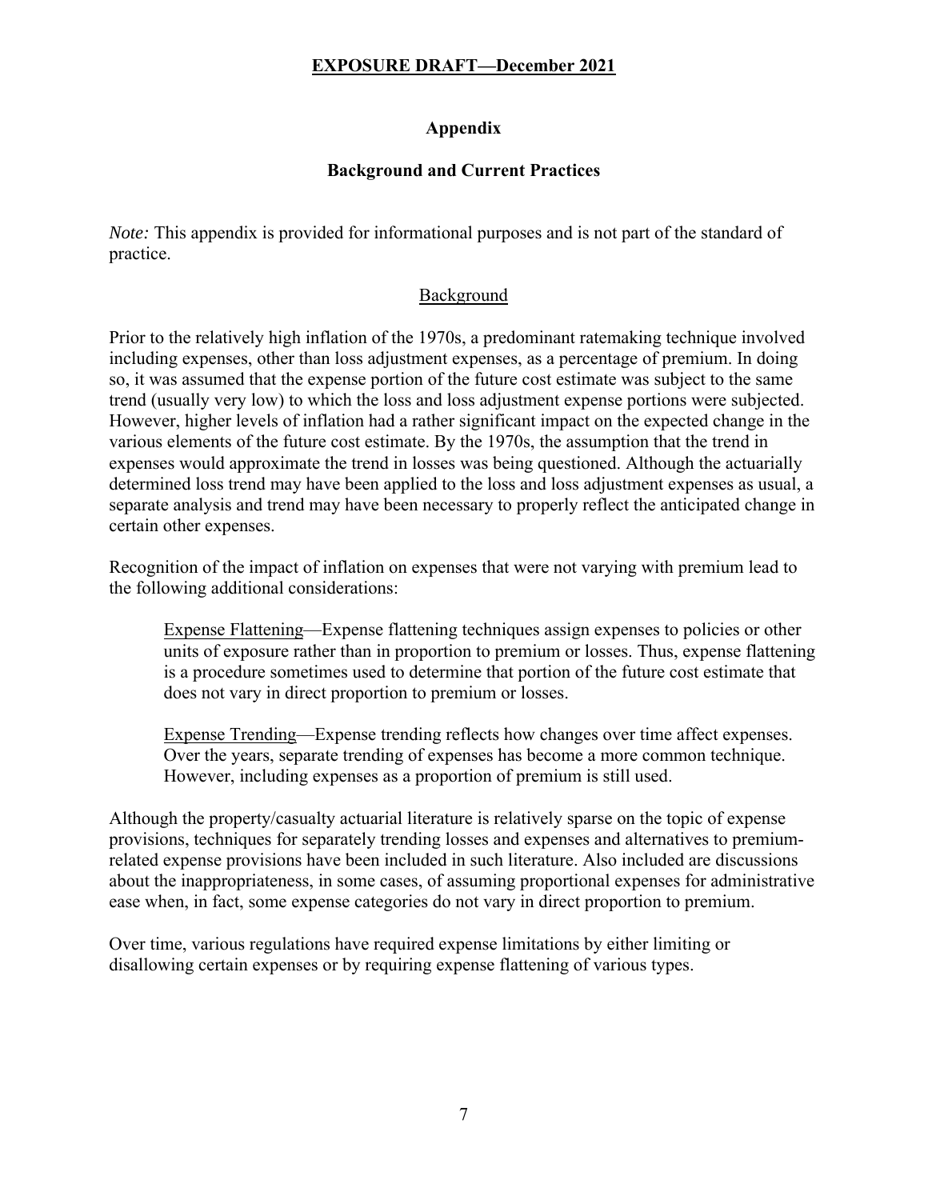# Appendix

## Background and Current Practices

*Note:* This appendix is provided for informational purposes and is not part of the standard of practice.

### Background

Prior to the relatively high inflation of the 1970s, a predominant ratemaking technique involved including expenses, other than loss adjustment expenses, as a percentage of premium. In doing so, it was assumed that the expense portion of the future cost estimate was subject to the same trend (usually very low) to which the loss and loss adjustment expense portions were subjected. However, higher levels of inflation had a rather significant impact on the expected change in the various elements of the future cost estimate. By the 1970s, the assumption that the trend in expenses would approximate the trend in losses was being questioned. Although the actuarially determined loss trend may have been applied to the loss and loss adjustment expenses as usual, a separate analysis and trend may have been necessary to properly reflect the anticipated change in certain other expenses.

Recognition of the impact of inflation on expenses that were not varying with premium lead to the following additional considerations:

> Expense Flattening—Expense flattening techniques assign expenses to policies or other units of exposure rather than in proportion to premium or losses. Thus, expense flattening is a procedure sometimes used to determine that portion of the future cost estimate that does not vary in direct proportion to premium or losses.
>
> Expense Trending—Expense trending reflects how changes over time affect expenses. Over the years, separate trending of expenses has become a more common technique. However, including expenses as a proportion of premium is still used.

Although the property/casualty actuarial literature is relatively sparse on the topic of expense provisions, techniques for separately trending losses and expenses and alternatives to premium-related expense provisions have been included in such literature. Also included are discussions about the inappropriateness, in some cases, of assuming proportional expenses for administrative ease when, in fact, some expense categories do not vary in direct proportion to premium.

Over time, various regulations have required expense limitations by either limiting or disallowing certain expenses or by requiring expense flattening of various types.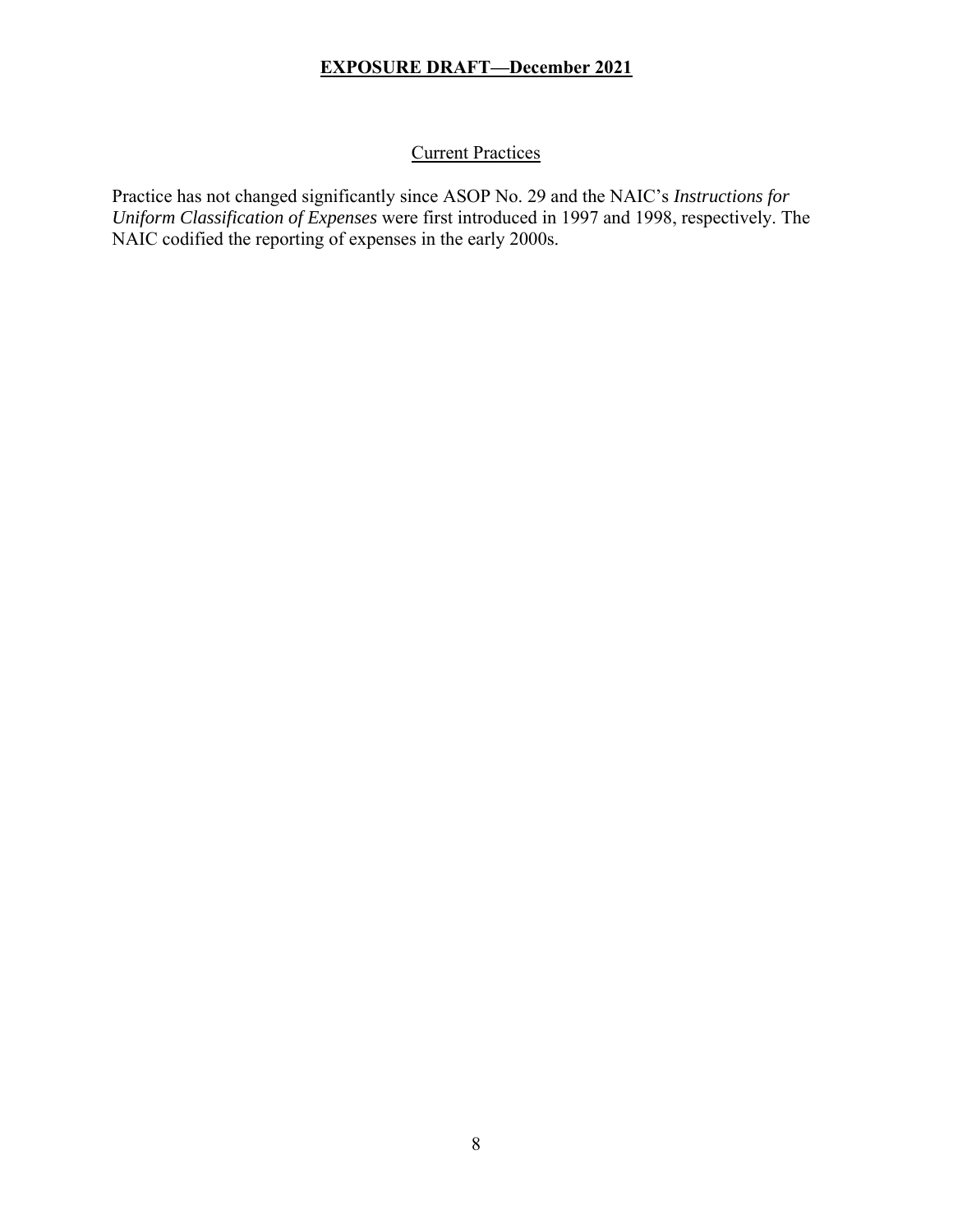## Current Practices

Practice has not changed significantly since ASOP No. 29 and the NAIC's *Instructions for Uniform Classification of Expenses* were first introduced in 1997 and 1998, respectively. The NAIC codified the reporting of expenses in the early 2000s.